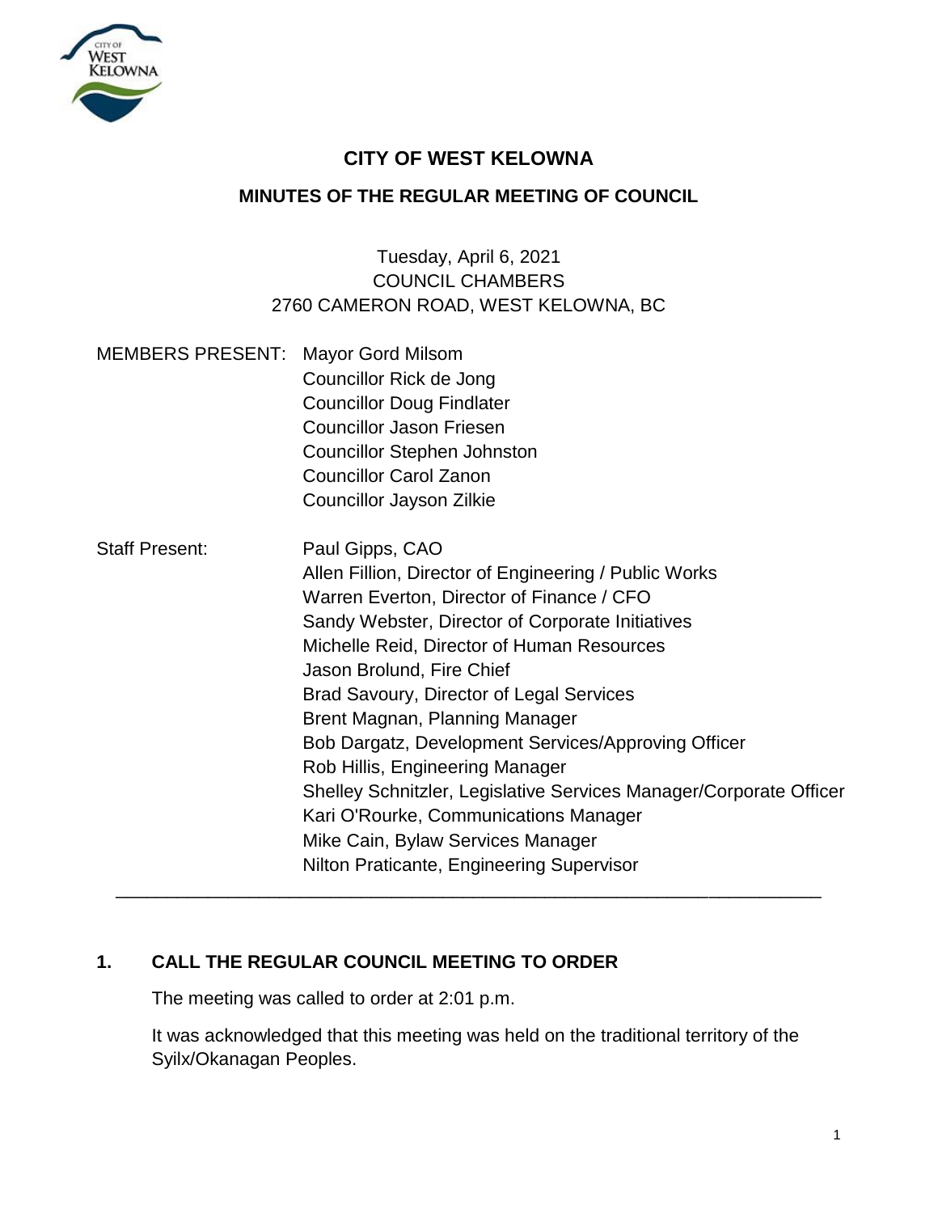# CITY OF WEST KELOWNA

## MINUTES OF THE REGULAR MEETING OF COUNCIL

Tuesday, April 6, 2021
COUNCIL CHAMBERS
2760 CAMERON ROAD, WEST KELOWNA, BC

MEMBERS PRESENT: Mayor Gord Milsom
Councillor Rick de Jong
Councillor Doug Findlater
Councillor Jason Friesen
Councillor Stephen Johnston
Councillor Carol Zanon
Councillor Jayson Zilkie

Staff Present: Paul Gipps, CAO
Allen Fillion, Director of Engineering / Public Works
Warren Everton, Director of Finance / CFO
Sandy Webster, Director of Corporate Initiatives
Michelle Reid, Director of Human Resources
Jason Brolund, Fire Chief
Brad Savoury, Director of Legal Services
Brent Magnan, Planning Manager
Bob Dargatz, Development Services/Approving Officer
Rob Hillis, Engineering Manager
Shelley Schnitzler, Legislative Services Manager/Corporate Officer
Kari O'Rourke, Communications Manager
Mike Cain, Bylaw Services Manager
Nilton Praticante, Engineering Supervisor

---

### 1. CALL THE REGULAR COUNCIL MEETING TO ORDER

The meeting was called to order at 2:01 p.m.

It was acknowledged that this meeting was held on the traditional territory of the Syilx/Okanagan Peoples.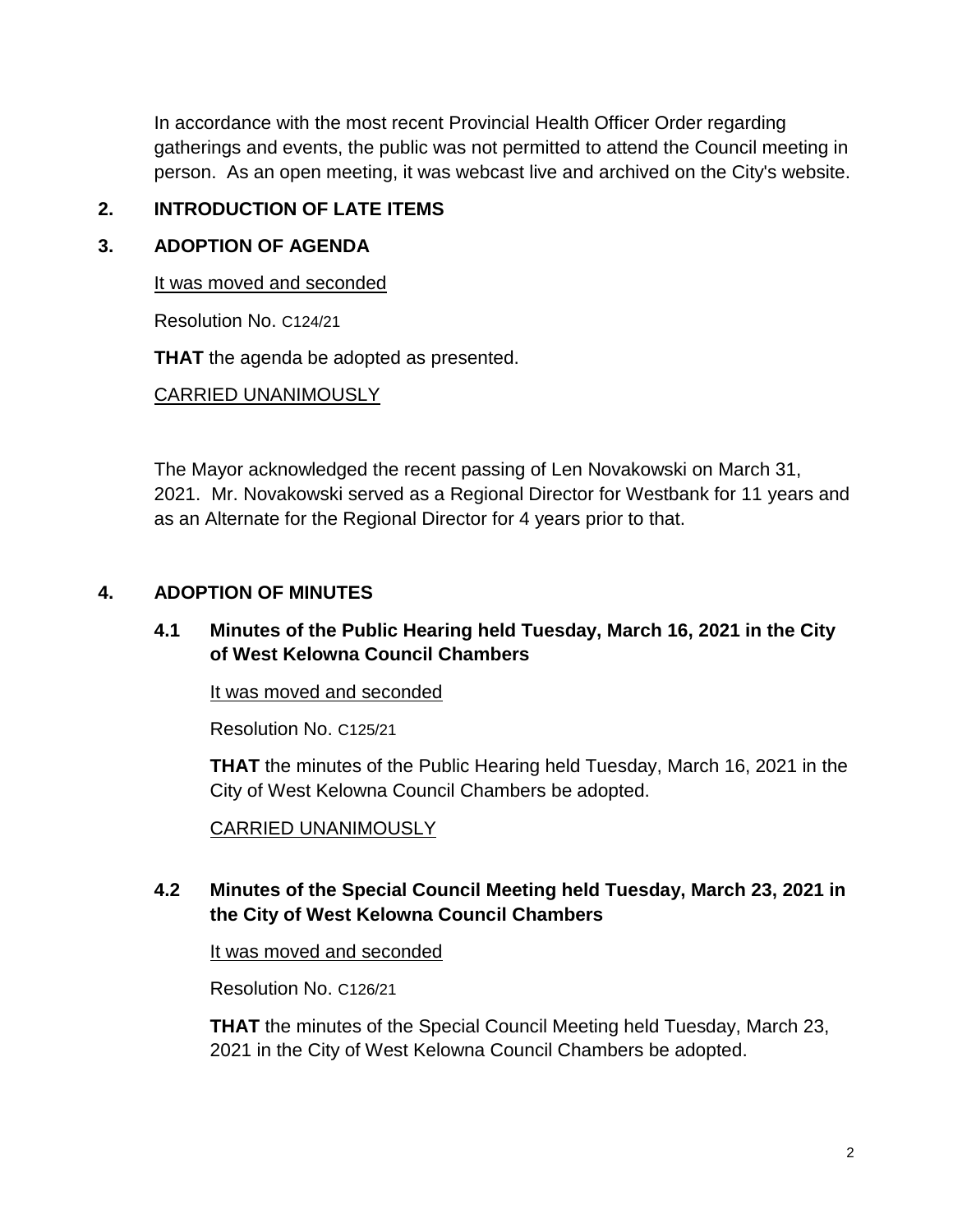In accordance with the most recent Provincial Health Officer Order regarding gatherings and events, the public was not permitted to attend the Council meeting in person. As an open meeting, it was webcast live and archived on the City's website.

## 2. INTRODUCTION OF LATE ITEMS

## 3. ADOPTION OF AGENDA

It was moved and seconded

Resolution No. C124/21

**THAT** the agenda be adopted as presented.

CARRIED UNANIMOUSLY

The Mayor acknowledged the recent passing of Len Novakowski on March 31, 2021. Mr. Novakowski served as a Regional Director for Westbank for 11 years and as an Alternate for the Regional Director for 4 years prior to that.

## 4. ADOPTION OF MINUTES

### 4.1 Minutes of the Public Hearing held Tuesday, March 16, 2021 in the City of West Kelowna Council Chambers

It was moved and seconded

Resolution No. C125/21

**THAT** the minutes of the Public Hearing held Tuesday, March 16, 2021 in the City of West Kelowna Council Chambers be adopted.

CARRIED UNANIMOUSLY

### 4.2 Minutes of the Special Council Meeting held Tuesday, March 23, 2021 in the City of West Kelowna Council Chambers

It was moved and seconded

Resolution No. C126/21

**THAT** the minutes of the Special Council Meeting held Tuesday, March 23, 2021 in the City of West Kelowna Council Chambers be adopted.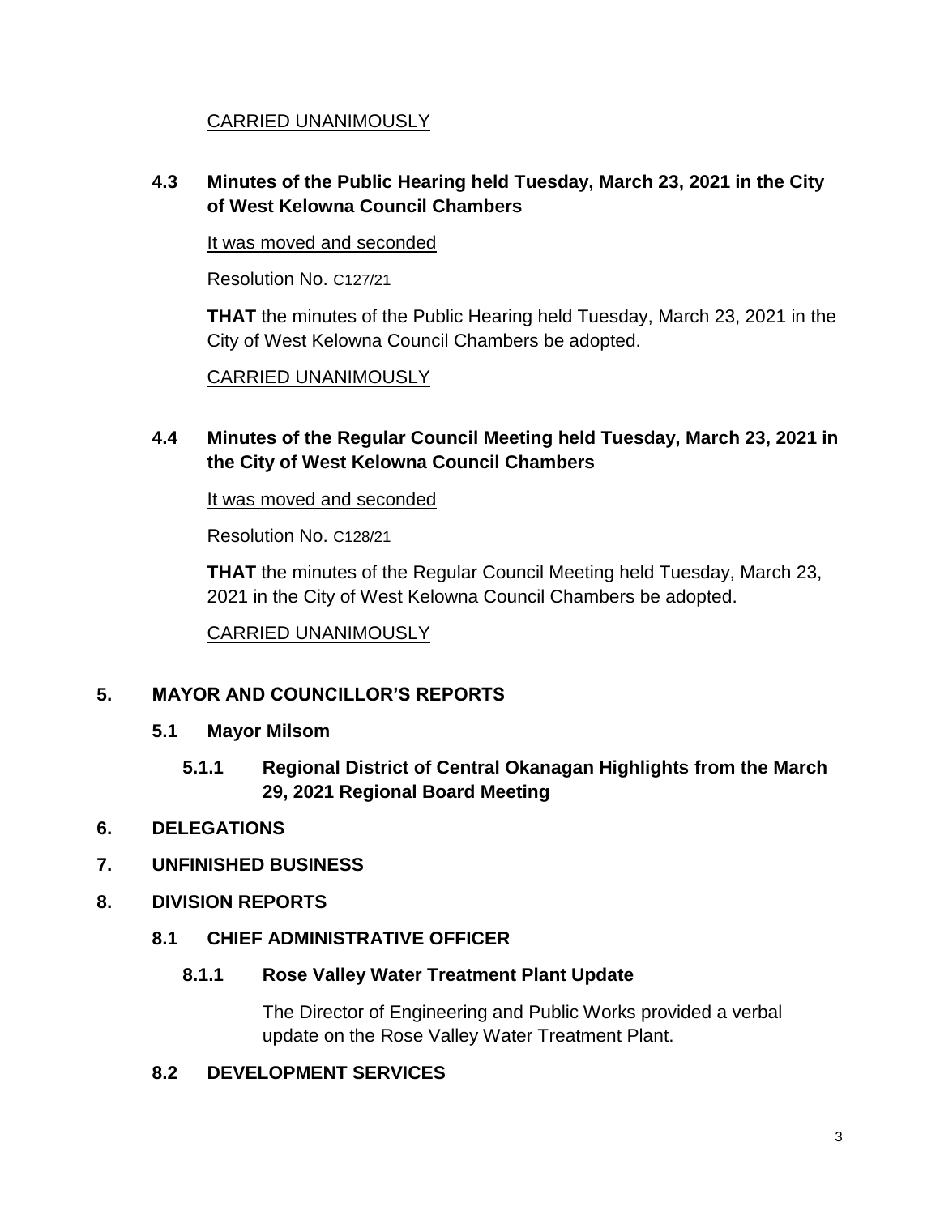<u>CARRIED UNANIMOUSLY</u>

### 4.3 Minutes of the Public Hearing held Tuesday, March 23, 2021 in the City of West Kelowna Council Chambers

<u>It was moved and seconded</u>

Resolution No. C127/21

**THAT** the minutes of the Public Hearing held Tuesday, March 23, 2021 in the City of West Kelowna Council Chambers be adopted.

<u>CARRIED UNANIMOUSLY</u>

### 4.4 Minutes of the Regular Council Meeting held Tuesday, March 23, 2021 in the City of West Kelowna Council Chambers

<u>It was moved and seconded</u>

Resolution No. C128/21

**THAT** the minutes of the Regular Council Meeting held Tuesday, March 23, 2021 in the City of West Kelowna Council Chambers be adopted.

<u>CARRIED UNANIMOUSLY</u>

## 5. MAYOR AND COUNCILLOR'S REPORTS

### 5.1 Mayor Milsom

#### 5.1.1 Regional District of Central Okanagan Highlights from the March 29, 2021 Regional Board Meeting

## 6. DELEGATIONS

## 7. UNFINISHED BUSINESS

## 8. DIVISION REPORTS

### 8.1 CHIEF ADMINISTRATIVE OFFICER

#### 8.1.1 Rose Valley Water Treatment Plant Update

The Director of Engineering and Public Works provided a verbal update on the Rose Valley Water Treatment Plant.

### 8.2 DEVELOPMENT SERVICES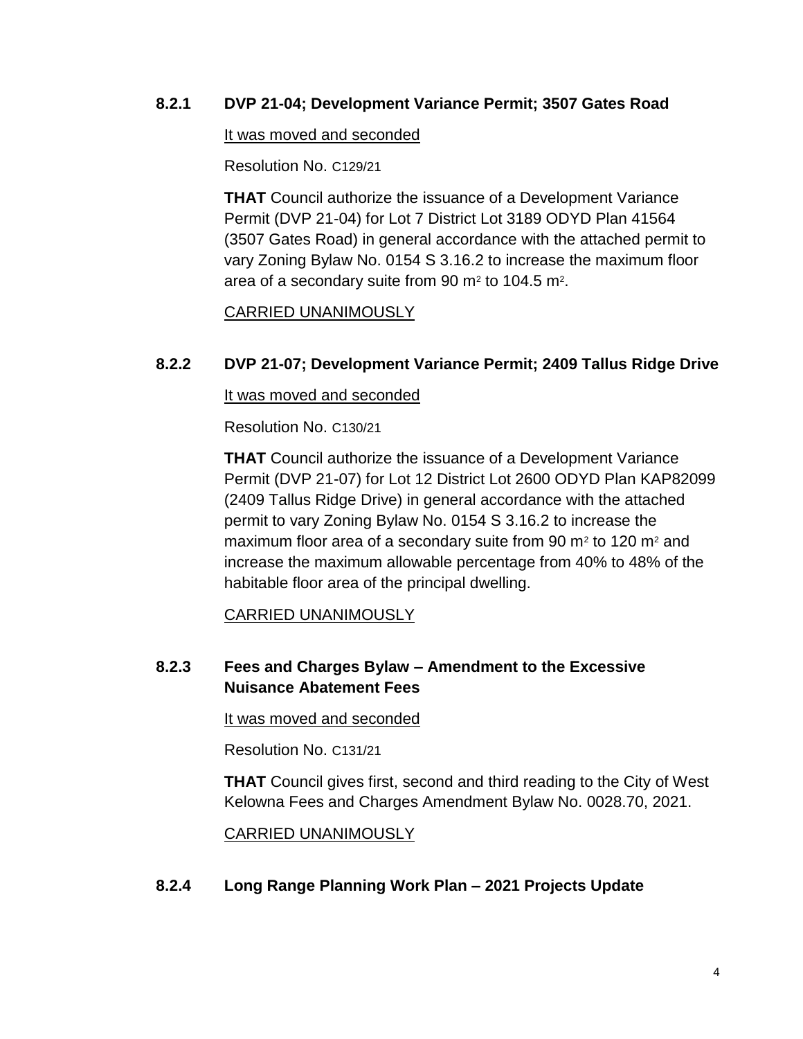### 8.2.1 DVP 21-04; Development Variance Permit; 3507 Gates Road

It was moved and seconded

Resolution No. C129/21

**THAT** Council authorize the issuance of a Development Variance Permit (DVP 21-04) for Lot 7 District Lot 3189 ODYD Plan 41564 (3507 Gates Road) in general accordance with the attached permit to vary Zoning Bylaw No. 0154 S 3.16.2 to increase the maximum floor area of a secondary suite from 90 $m^2$ to 104.5 $m^2$.

CARRIED UNANIMOUSLY

### 8.2.2 DVP 21-07; Development Variance Permit; 2409 Tallus Ridge Drive

It was moved and seconded

Resolution No. C130/21

**THAT** Council authorize the issuance of a Development Variance Permit (DVP 21-07) for Lot 12 District Lot 2600 ODYD Plan KAP82099 (2409 Tallus Ridge Drive) in general accordance with the attached permit to vary Zoning Bylaw No. 0154 S 3.16.2 to increase the maximum floor area of a secondary suite from 90 $m^2$ to 120 $m^2$ and increase the maximum allowable percentage from 40% to 48% of the habitable floor area of the principal dwelling.

CARRIED UNANIMOUSLY

### 8.2.3 Fees and Charges Bylaw – Amendment to the Excessive Nuisance Abatement Fees

It was moved and seconded

Resolution No. C131/21

**THAT** Council gives first, second and third reading to the City of West Kelowna Fees and Charges Amendment Bylaw No. 0028.70, 2021.

CARRIED UNANIMOUSLY

### 8.2.4 Long Range Planning Work Plan – 2021 Projects Update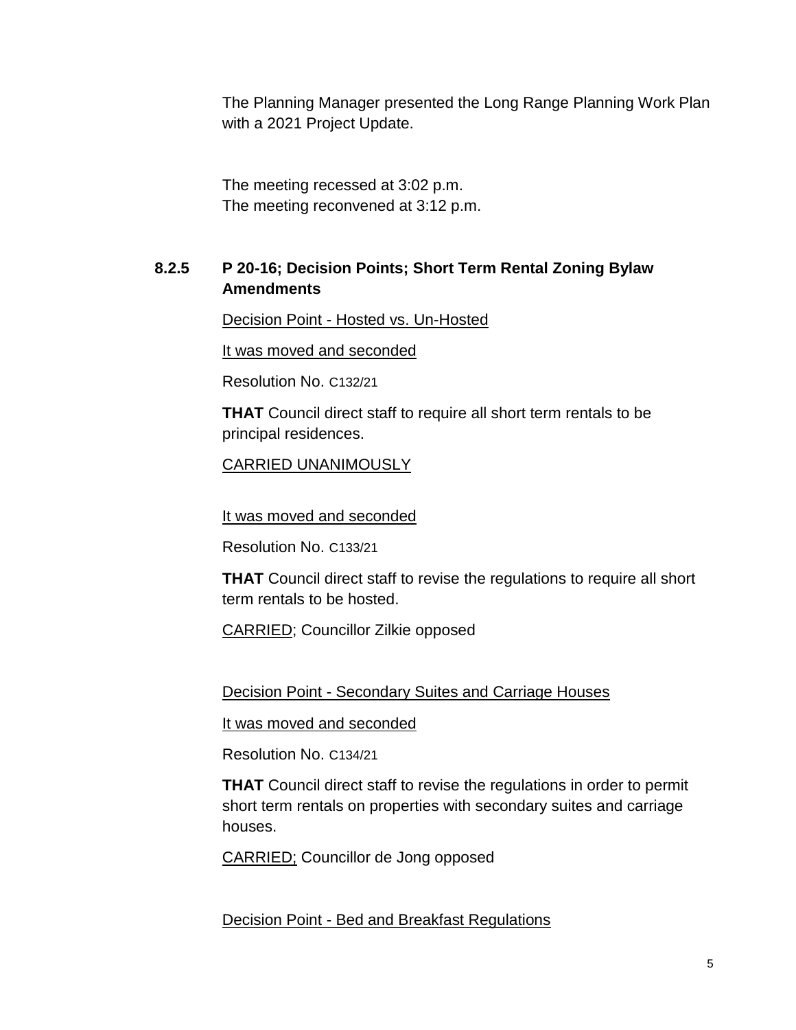The Planning Manager presented the Long Range Planning Work Plan with a 2021 Project Update.

The meeting recessed at 3:02 p.m.
The meeting reconvened at 3:12 p.m.

### 8.2.5 P 20-16; Decision Points; Short Term Rental Zoning Bylaw Amendments

Decision Point - Hosted vs. Un-Hosted

It was moved and seconded

Resolution No. C132/21

**THAT** Council direct staff to require all short term rentals to be principal residences.

CARRIED UNANIMOUSLY

It was moved and seconded

Resolution No. C133/21

**THAT** Council direct staff to revise the regulations to require all short term rentals to be hosted.

CARRIED; Councillor Zilkie opposed

Decision Point - Secondary Suites and Carriage Houses

It was moved and seconded

Resolution No. C134/21

**THAT** Council direct staff to revise the regulations in order to permit short term rentals on properties with secondary suites and carriage houses.

CARRIED; Councillor de Jong opposed

Decision Point - Bed and Breakfast Regulations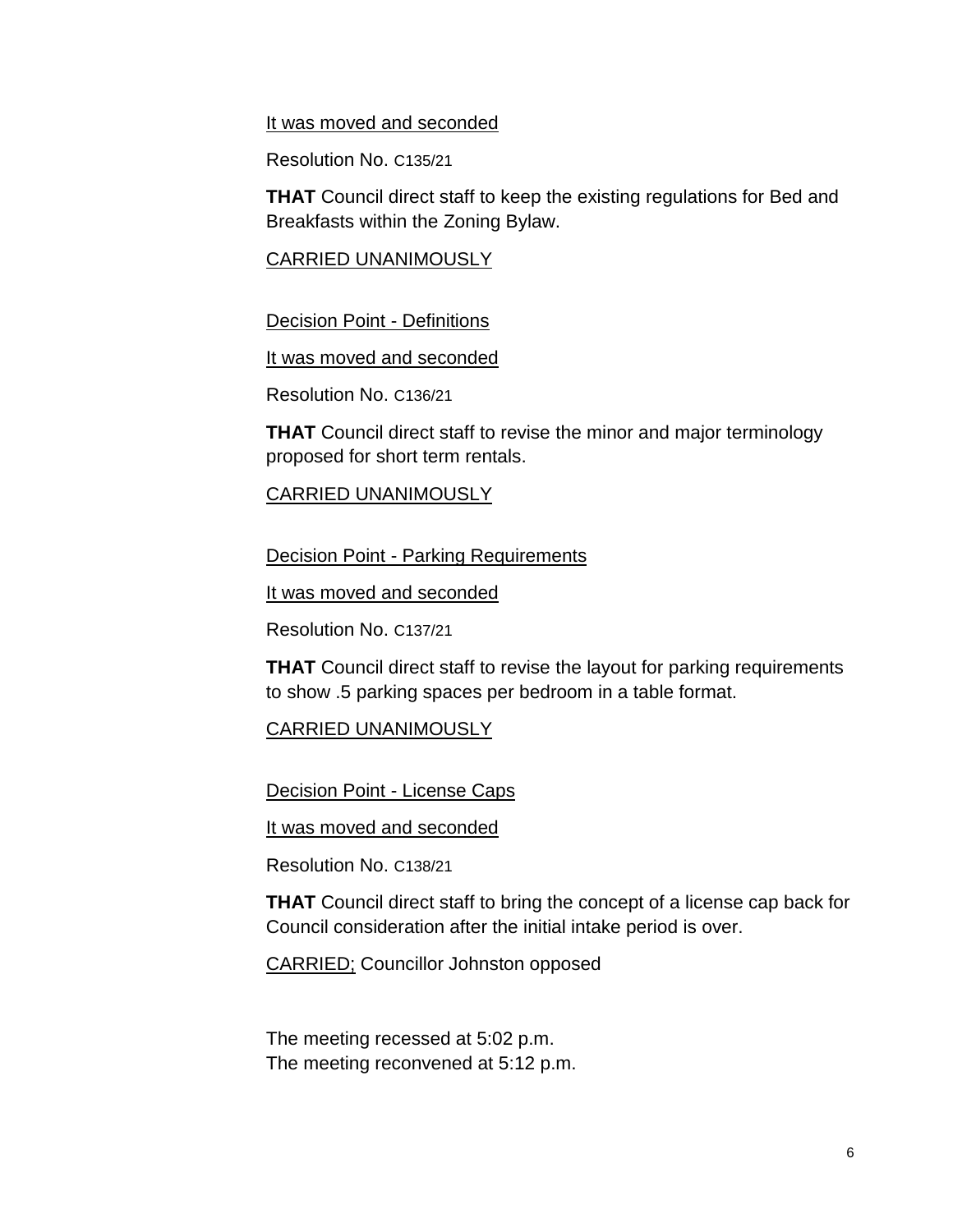It was moved and seconded

Resolution No. C135/21

**THAT** Council direct staff to keep the existing regulations for Bed and Breakfasts within the Zoning Bylaw.

CARRIED UNANIMOUSLY

Decision Point - Definitions

It was moved and seconded

Resolution No. C136/21

**THAT** Council direct staff to revise the minor and major terminology proposed for short term rentals.

CARRIED UNANIMOUSLY

Decision Point - Parking Requirements

It was moved and seconded

Resolution No. C137/21

**THAT** Council direct staff to revise the layout for parking requirements to show .5 parking spaces per bedroom in a table format.

CARRIED UNANIMOUSLY

Decision Point - License Caps

It was moved and seconded

Resolution No. C138/21

**THAT** Council direct staff to bring the concept of a license cap back for Council consideration after the initial intake period is over.

CARRIED; Councillor Johnston opposed

The meeting recessed at 5:02 p.m.
The meeting reconvened at 5:12 p.m.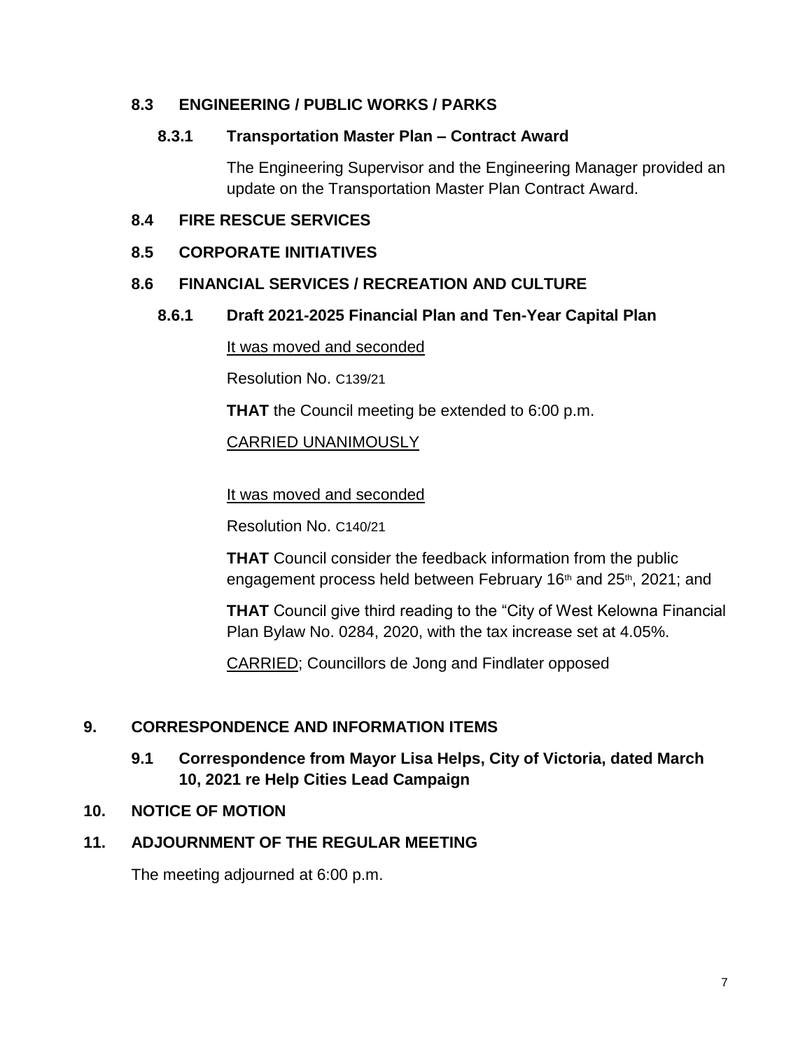### 8.3 ENGINEERING / PUBLIC WORKS / PARKS

#### 8.3.1 Transportation Master Plan – Contract Award

The Engineering Supervisor and the Engineering Manager provided an update on the Transportation Master Plan Contract Award.

### 8.4 FIRE RESCUE SERVICES

### 8.5 CORPORATE INITIATIVES

### 8.6 FINANCIAL SERVICES / RECREATION AND CULTURE

#### 8.6.1 Draft 2021-2025 Financial Plan and Ten-Year Capital Plan

It was moved and seconded

Resolution No. C139/21

**THAT** the Council meeting be extended to 6:00 p.m.

CARRIED UNANIMOUSLY

It was moved and seconded

Resolution No. C140/21

**THAT** Council consider the feedback information from the public engagement process held between February 16th and 25th, 2021; and

**THAT** Council give third reading to the "City of West Kelowna Financial Plan Bylaw No. 0284, 2020, with the tax increase set at 4.05%.

CARRIED; Councillors de Jong and Findlater opposed

## 9. CORRESPONDENCE AND INFORMATION ITEMS

### 9.1 Correspondence from Mayor Lisa Helps, City of Victoria, dated March 10, 2021 re Help Cities Lead Campaign

## 10. NOTICE OF MOTION

## 11. ADJOURNMENT OF THE REGULAR MEETING

The meeting adjourned at 6:00 p.m.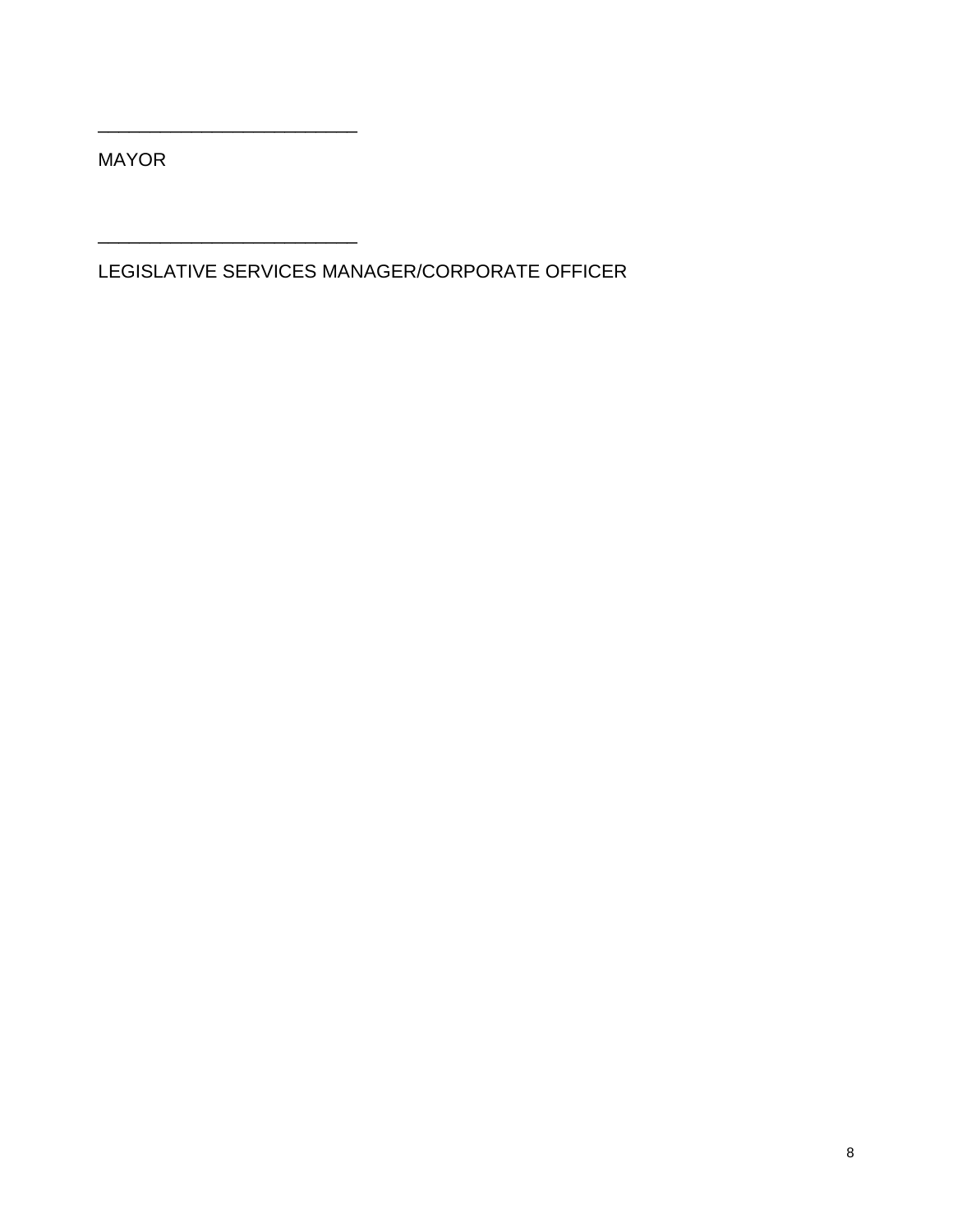\_\_\_\_\_\_\_\_\_\_\_\_\_\_\_\_\_\_\_\_\_\_\_\_\_\_

MAYOR

\_\_\_\_\_\_\_\_\_\_\_\_\_\_\_\_\_\_\_\_\_\_\_\_\_\_

LEGISLATIVE SERVICES MANAGER/CORPORATE OFFICER